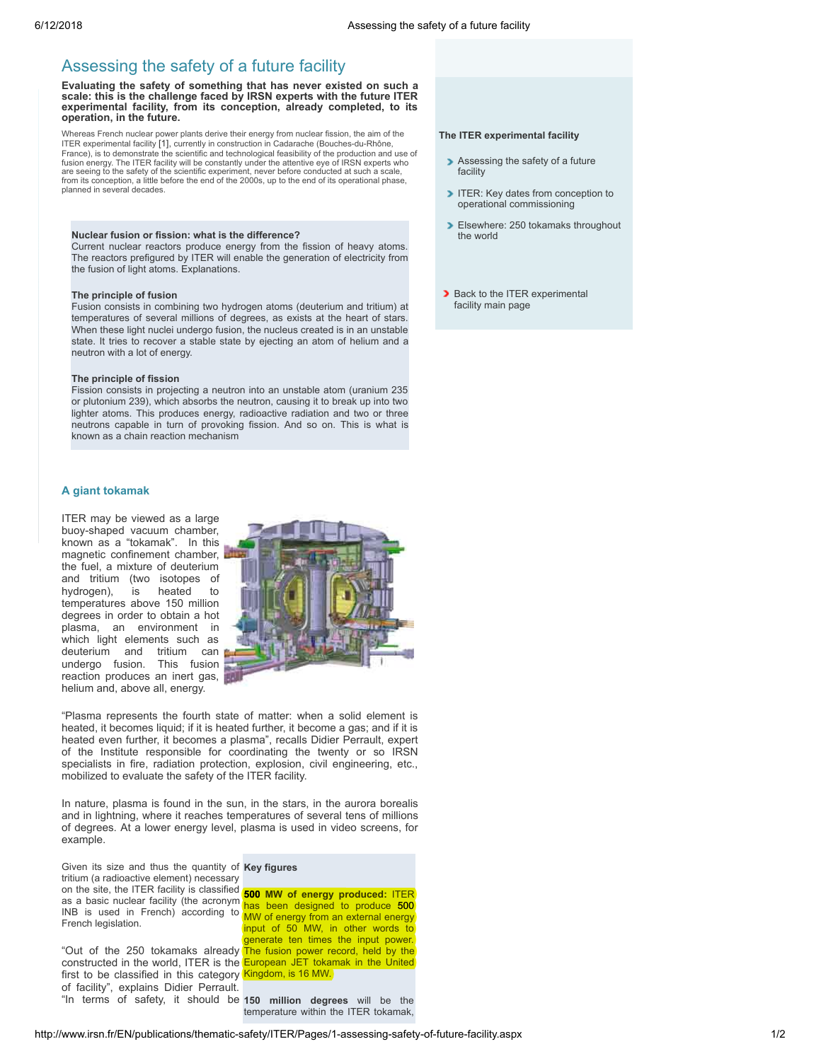# Assessing the safety of a future facility

**Evaluating the safety of something that has never existed on such a scale: this is the challenge faced by IRSN experts with the future ITER experimental facility, from its conception, already completed, to its operation, in the future.**

Whereas French nuclear power plants derive their energy from nuclear fission, the aim of the ITER experimental facility [1], currently in construction in Cadarache (Bouches-du-Rhône, France), is to demonstrate the scientific and technological feasibility of the production and use of fusion energy. The ITER facility will be constantly under the attentive eye of IRSN experts who are seeing to the safety of the scientific experiment, never before conducted at such a scale, from its conception, a little before the end of the 2000s, up to the end of its operational phase, planned in several decades.

**Nuclear fusion or fission: what is the difference?**
Current nuclear reactors produce energy from the fission of heavy atoms. The reactors prefigured by ITER will enable the generation of electricity from the fusion of light atoms. Explanations.

**The principle of fusion**
Fusion consists in combining two hydrogen atoms (deuterium and tritium) at temperatures of several millions of degrees, as exists at the heart of stars. When these light nuclei undergo fusion, the nucleus created is in an unstable state. It tries to recover a stable state by ejecting an atom of helium and a neutron with a lot of energy.

**The principle of fission**
Fission consists in projecting a neutron into an unstable atom (uranium 235 or plutonium 239), which absorbs the neutron, causing it to break up into two lighter atoms. This produces energy, radioactive radiation and two or three neutrons capable in turn of provoking fission. And so on. This is what is known as a chain reaction mechanism

## A giant tokamak

ITER may be viewed as a large buoy-shaped vacuum chamber, known as a “tokamak”. In this magnetic confinement chamber, the fuel, a mixture of deuterium and tritium (two isotopes of hydrogen), is heated to temperatures above 150 million degrees in order to obtain a hot plasma, an environment in which light elements such as deuterium and tritium can undergo fusion. This fusion reaction produces an inert gas, helium and, above all, energy.

“Plasma represents the fourth state of matter: when a solid element is heated, it becomes liquid; if it is heated further, it become a gas; and if it is heated even further, it becomes a plasma”, recalls Didier Perrault, expert of the Institute responsible for coordinating the twenty or so IRSN specialists in fire, radiation protection, explosion, civil engineering, etc., mobilized to evaluate the safety of the ITER facility.

In nature, plasma is found in the sun, in the stars, in the aurora borealis and in lightning, where it reaches temperatures of several tens of millions of degrees. At a lower energy level, plasma is used in video screens, for example.

Given its size and thus the quantity of tritium (a radioactive element) necessary on the site, the ITER facility is classified as a basic nuclear facility (the acronym INB is used in French) according to French legislation.

“Out of the 250 tokamaks already constructed in the world, ITER is the first to be classified in this category of facility”, explains Didier Perrault. “In terms of safety, it should be

**Key figures**

**500 MW of energy produced:** ITER has been designed to produce 500 MW of energy from an external energy input of 50 MW, in other words to generate ten times the input power. The fusion power record, held by the European JET tokamak in the United Kingdom, is 16 MW.

**150 million degrees** will be the temperature within the ITER tokamak,

**The ITER experimental facility**

- Assessing the safety of a future facility
- ITER: Key dates from conception to operational commissioning
- Elsewhere: 250 tokamaks throughout the world

- Back to the ITER experimental facility main page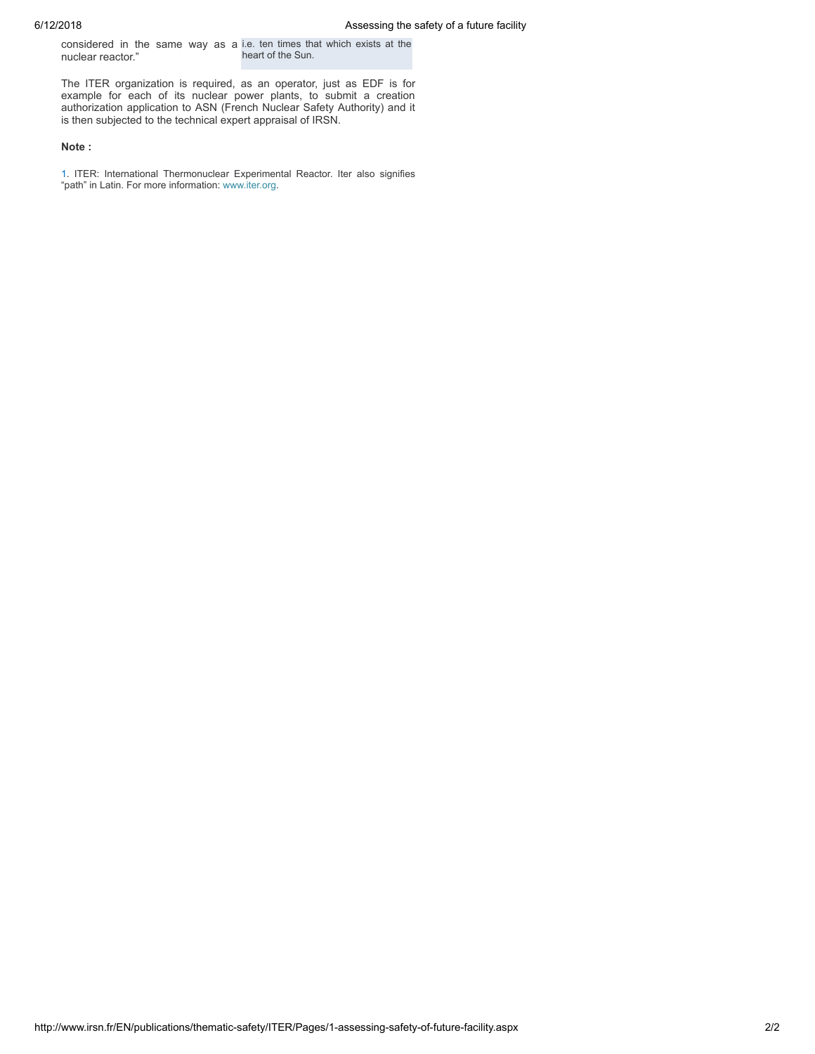considered in the same way as a nuclear reactor."

i.e. ten times that which exists at the heart of the Sun.

The ITER organization is required, as an operator, just as EDF is for example for each of its nuclear power plants, to submit a creation authorization application to ASN (French Nuclear Safety Authority) and it is then subjected to the technical expert appraisal of IRSN.

**Note :**

1. ITER: International Thermonuclear Experimental Reactor. Iter also signifies "path" in Latin. For more information: www.iter.org.